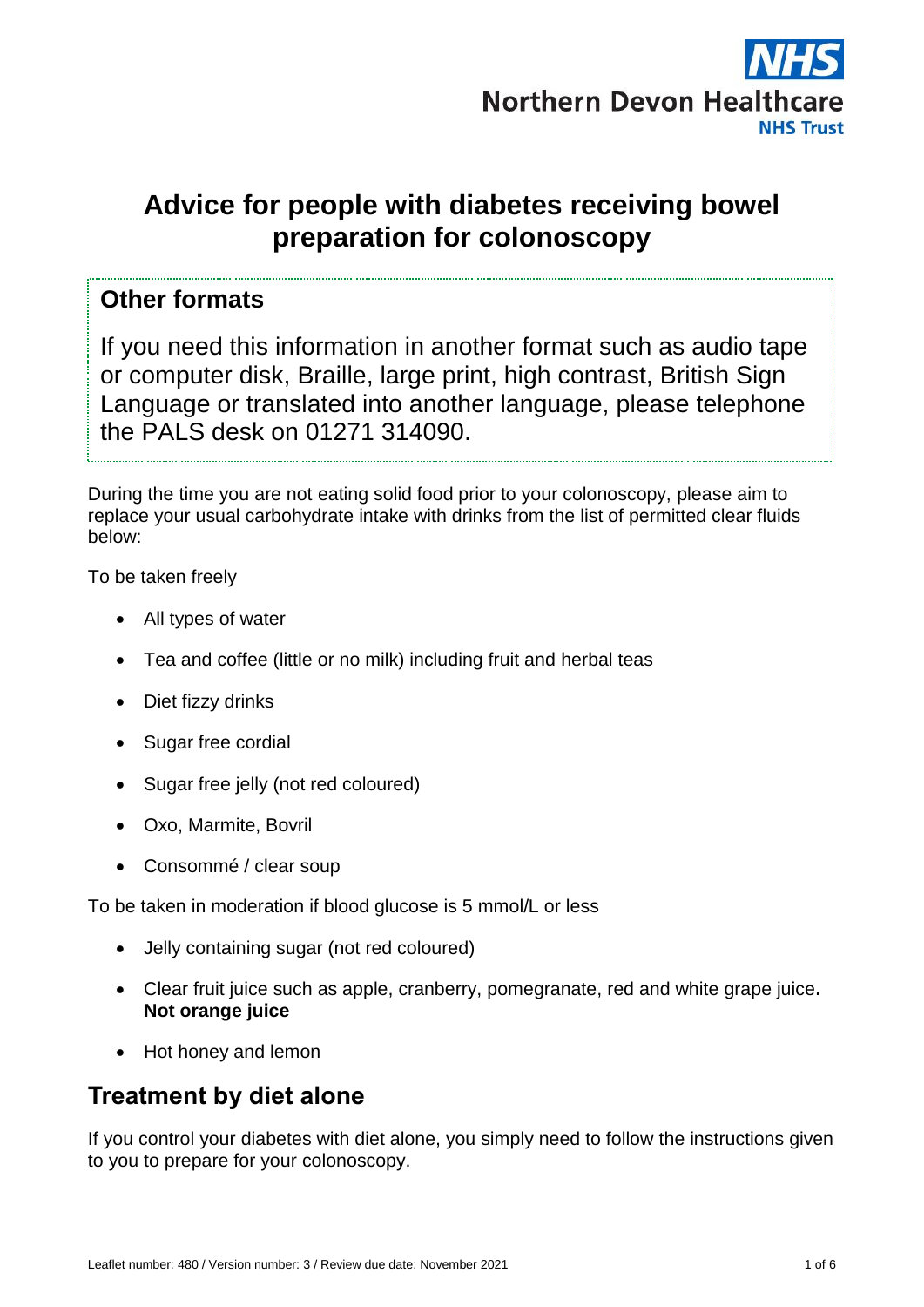# Advice for people with diabetes receiving bowel preparation for colonoscopy

## Other formats

If you need this information in another format such as audio tape or computer disk, Braille, large print, high contrast, British Sign Language or translated into another language, please telephone the PALS desk on 01271 314090.

During the time you are not eating solid food prior to your colonoscopy, please aim to replace your usual carbohydrate intake with drinks from the list of permitted clear fluids below:

To be taken freely

- All types of water
- Tea and coffee (little or no milk) including fruit and herbal teas
- Diet fizzy drinks
- Sugar free cordial
- Sugar free jelly (not red coloured)
- Oxo, Marmite, Bovril
- Consommé / clear soup

To be taken in moderation if blood glucose is 5 mmol/L or less

- Jelly containing sugar (not red coloured)
- Clear fruit juice such as apple, cranberry, pomegranate, red and white grape juice. **Not orange juice**
- Hot honey and lemon

## Treatment by diet alone

If you control your diabetes with diet alone, you simply need to follow the instructions given to you to prepare for your colonoscopy.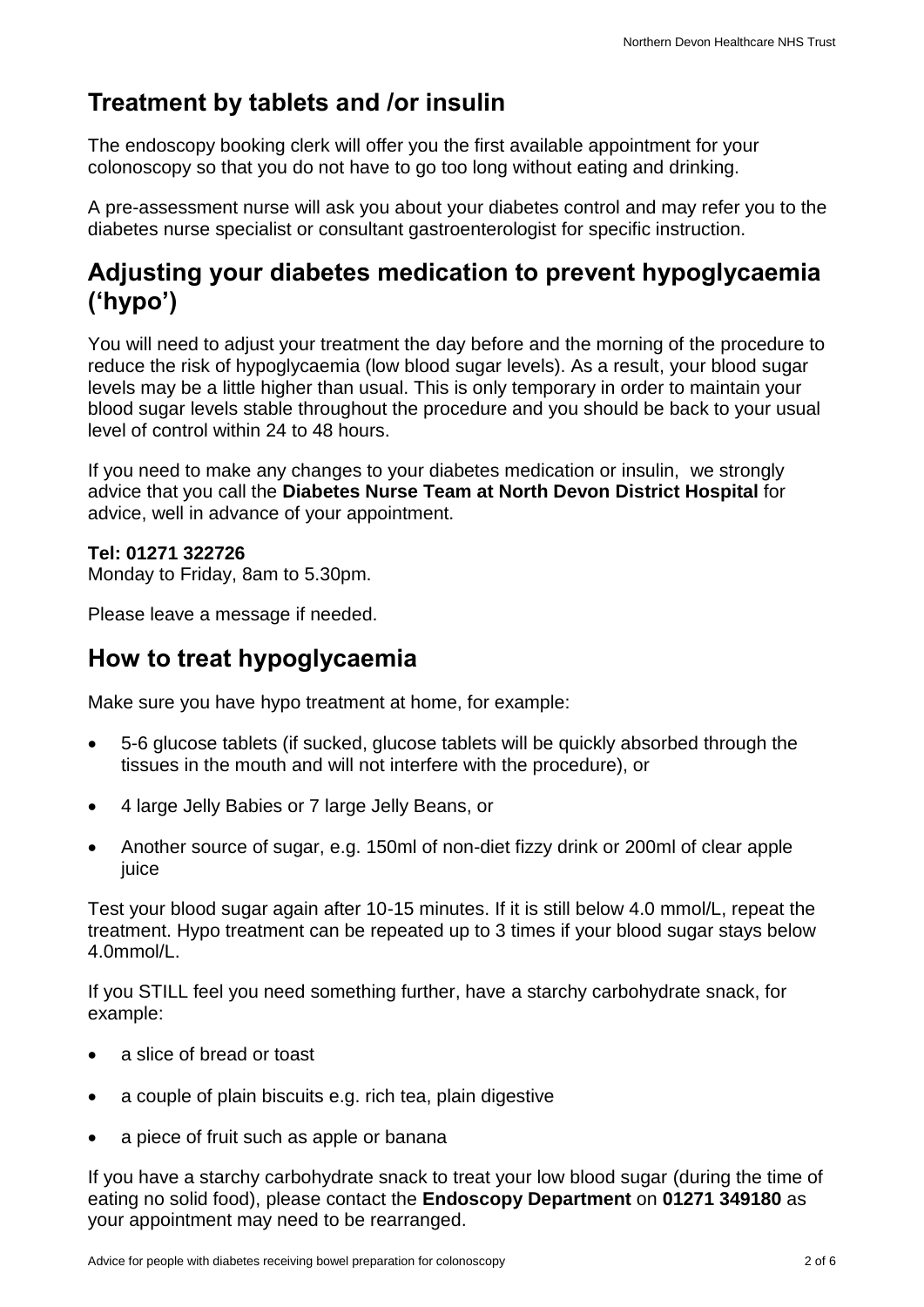## Treatment by tablets and /or insulin

The endoscopy booking clerk will offer you the first available appointment for your colonoscopy so that you do not have to go too long without eating and drinking.

A pre-assessment nurse will ask you about your diabetes control and may refer you to the diabetes nurse specialist or consultant gastroenterologist for specific instruction.

## Adjusting your diabetes medication to prevent hypoglycaemia ('hypo')

You will need to adjust your treatment the day before and the morning of the procedure to reduce the risk of hypoglycaemia (low blood sugar levels). As a result, your blood sugar levels may be a little higher than usual. This is only temporary in order to maintain your blood sugar levels stable throughout the procedure and you should be back to your usual level of control within 24 to 48 hours.

If you need to make any changes to your diabetes medication or insulin, we strongly advice that you call the **Diabetes Nurse Team at North Devon District Hospital** for advice, well in advance of your appointment.

**Tel: 01271 322726**
Monday to Friday, 8am to 5.30pm.

Please leave a message if needed.

## How to treat hypoglycaemia

Make sure you have hypo treatment at home, for example:

- 5-6 glucose tablets (if sucked, glucose tablets will be quickly absorbed through the tissues in the mouth and will not interfere with the procedure), or
- 4 large Jelly Babies or 7 large Jelly Beans, or
- Another source of sugar, e.g. 150ml of non-diet fizzy drink or 200ml of clear apple juice

Test your blood sugar again after 10-15 minutes. If it is still below 4.0 mmol/L, repeat the treatment. Hypo treatment can be repeated up to 3 times if your blood sugar stays below 4.0mmol/L.

If you STILL feel you need something further, have a starchy carbohydrate snack, for example:

- a slice of bread or toast
- a couple of plain biscuits e.g. rich tea, plain digestive
- a piece of fruit such as apple or banana

If you have a starchy carbohydrate snack to treat your low blood sugar (during the time of eating no solid food), please contact the **Endoscopy Department** on **01271 349180** as your appointment may need to be rearranged.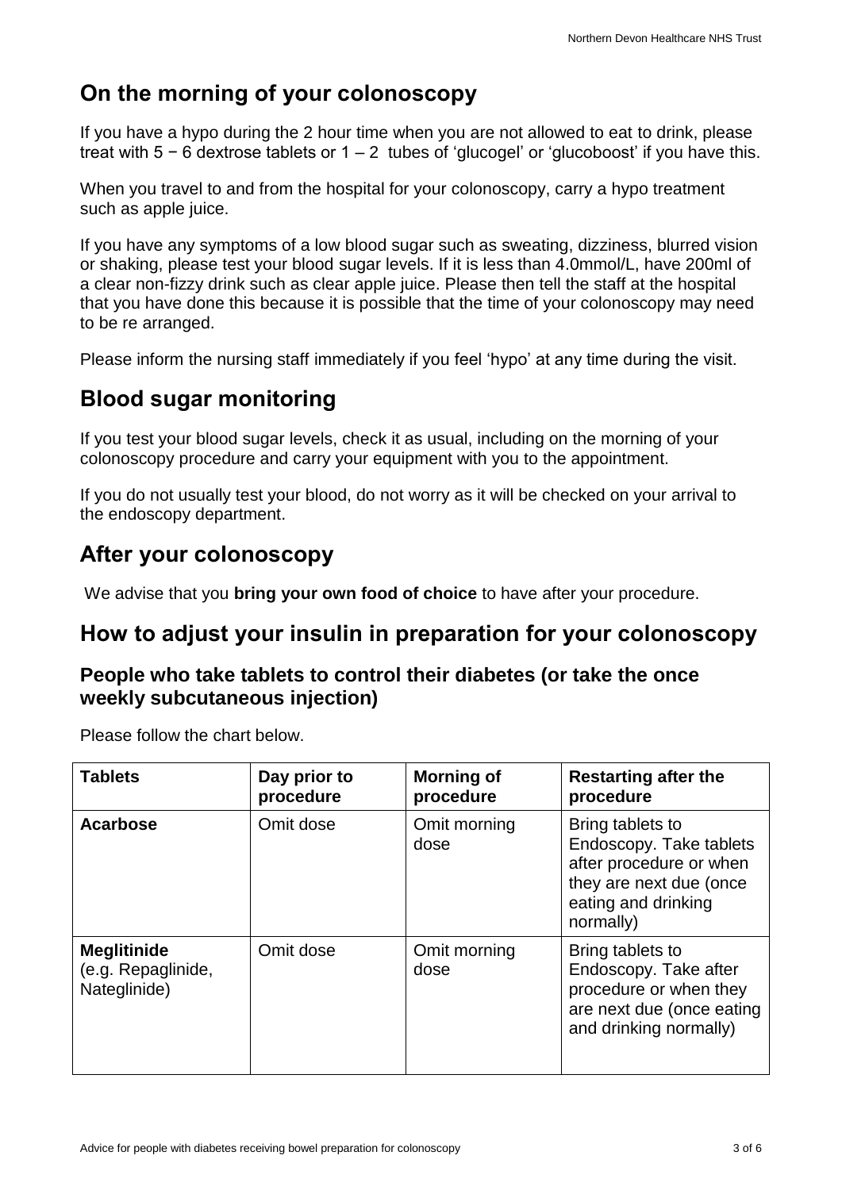## On the morning of your colonoscopy

If you have a hypo during the 2 hour time when you are not allowed to eat to drink, please treat with 5 − 6 dextrose tablets or 1 – 2 tubes of 'glucogel' or 'glucoboost' if you have this.

When you travel to and from the hospital for your colonoscopy, carry a hypo treatment such as apple juice.

If you have any symptoms of a low blood sugar such as sweating, dizziness, blurred vision or shaking, please test your blood sugar levels. If it is less than 4.0mmol/L, have 200ml of a clear non-fizzy drink such as clear apple juice. Please then tell the staff at the hospital that you have done this because it is possible that the time of your colonoscopy may need to be re arranged.

Please inform the nursing staff immediately if you feel 'hypo' at any time during the visit.

## Blood sugar monitoring

If you test your blood sugar levels, check it as usual, including on the morning of your colonoscopy procedure and carry your equipment with you to the appointment.

If you do not usually test your blood, do not worry as it will be checked on your arrival to the endoscopy department.

## After your colonoscopy

We advise that you **bring your own food of choice** to have after your procedure.

## How to adjust your insulin in preparation for your colonoscopy

### People who take tablets to control their diabetes (or take the once weekly subcutaneous injection)

Please follow the chart below.

| Tablets | Day prior to procedure | Morning of procedure | Restarting after the procedure |
|---|---|---|---|
| **Acarbose** | Omit dose | Omit morning dose | Bring tablets to Endoscopy. Take tablets after procedure or when they are next due (once eating and drinking normally) |
| **Meglitinide** (e.g. Repaglinide, Nateglinide) | Omit dose | Omit morning dose | Bring tablets to Endoscopy. Take after procedure or when they are next due (once eating and drinking normally) |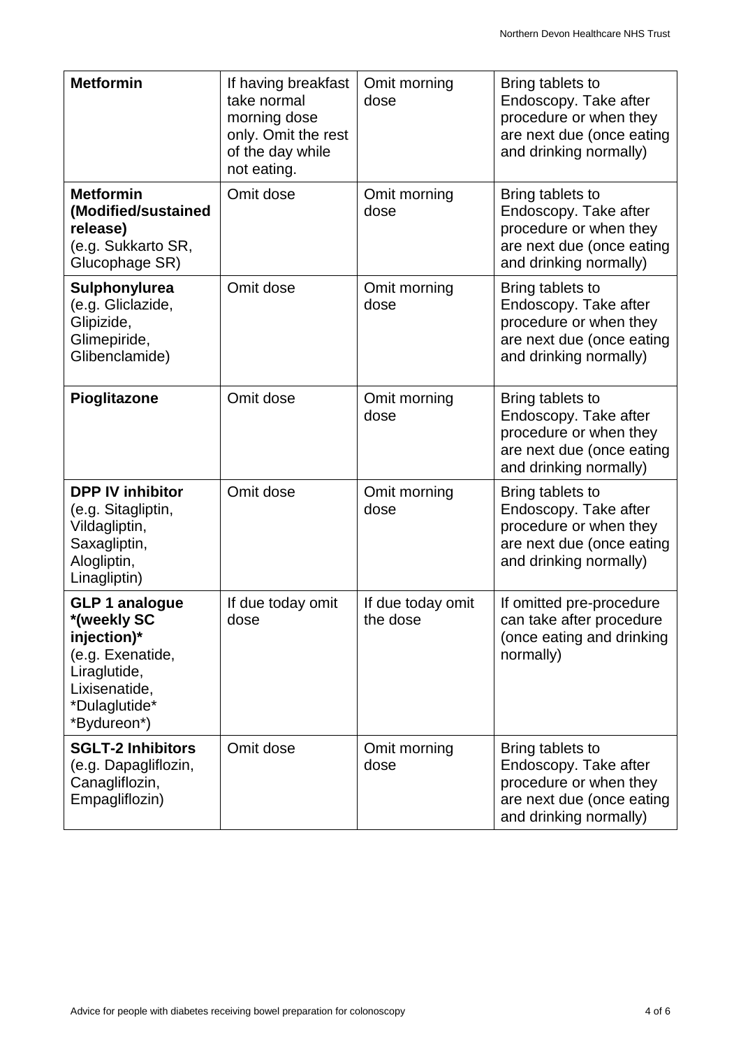| **Metformin** | If having breakfast take normal morning dose only. Omit the rest of the day while not eating. | Omit morning dose | Bring tablets to Endoscopy. Take after procedure or when they are next due (once eating and drinking normally) |
|---|---|---|---|
| **Metformin (Modified/sustained release)** (e.g. Sukkarto SR, Glucophage SR) | Omit dose | Omit morning dose | Bring tablets to Endoscopy. Take after procedure or when they are next due (once eating and drinking normally) |
| **Sulphonylurea** (e.g. Gliclazide, Glipizide, Glimepiride, Glibenclamide) | Omit dose | Omit morning dose | Bring tablets to Endoscopy. Take after procedure or when they are next due (once eating and drinking normally) |
| **Pioglitazone** | Omit dose | Omit morning dose | Bring tablets to Endoscopy. Take after procedure or when they are next due (once eating and drinking normally) |
| **DPP IV inhibitor** (e.g. Sitagliptin, Vildagliptin, Saxagliptin, Alogliptin, Linagliptin) | Omit dose | Omit morning dose | Bring tablets to Endoscopy. Take after procedure or when they are next due (once eating and drinking normally) |
| **GLP 1 analogue *(weekly SC injection)*** (e.g. Exenatide, Liraglutide, Lixisenatide, *Dulaglutide* *Bydureon*) | If due today omit dose | If due today omit the dose | If omitted pre-procedure can take after procedure (once eating and drinking normally) |
| **SGLT-2 Inhibitors** (e.g. Dapagliflozin, Canagliflozin, Empagliflozin) | Omit dose | Omit morning dose | Bring tablets to Endoscopy. Take after procedure or when they are next due (once eating and drinking normally) |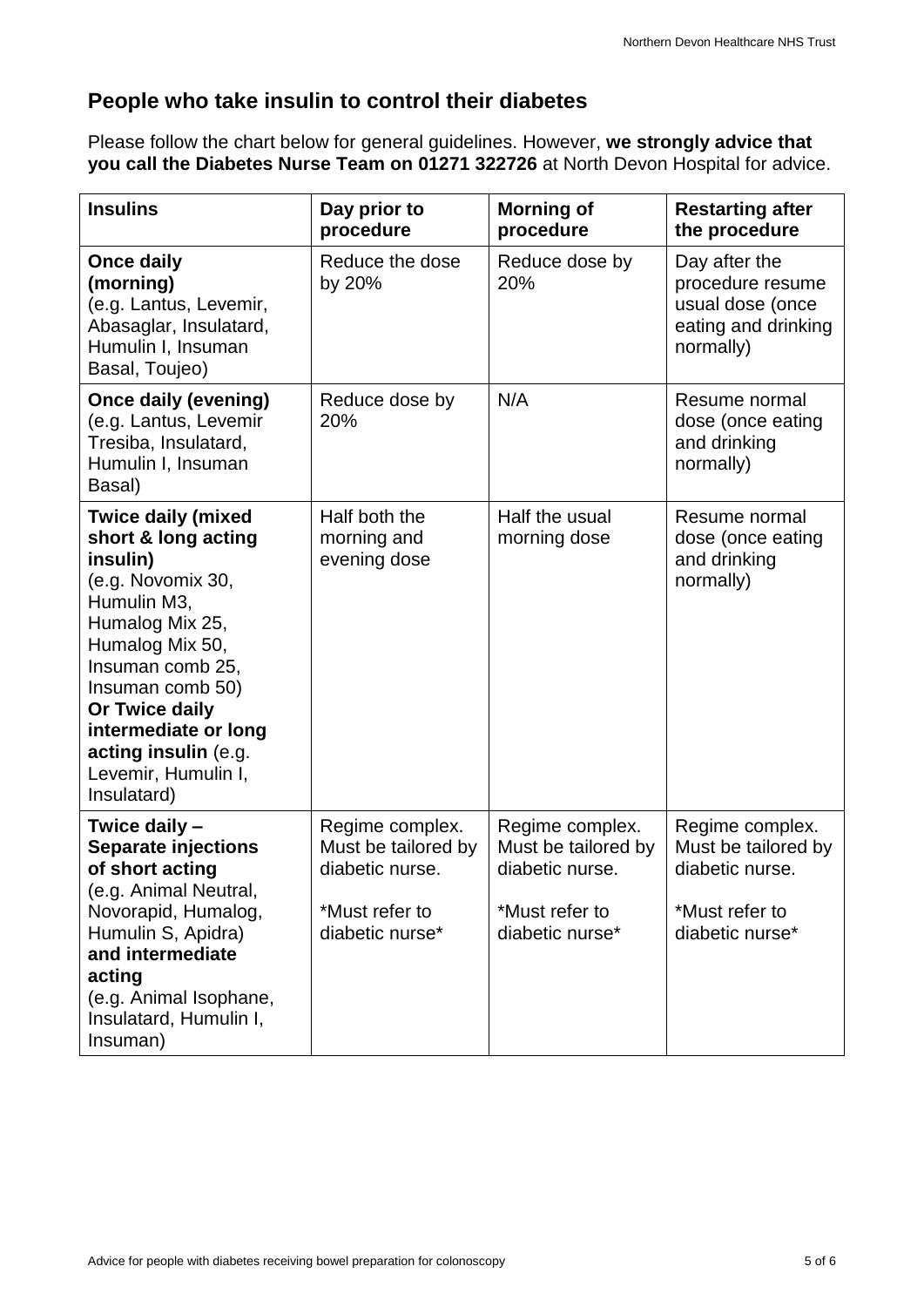## People who take insulin to control their diabetes

Please follow the chart below for general guidelines. However, **we strongly advice that you call the Diabetes Nurse Team on 01271 322726** at North Devon Hospital for advice.

| Insulins | Day prior to procedure | Morning of procedure | Restarting after the procedure |
|---|---|---|---|
| **Once daily (morning)** (e.g. Lantus, Levemir, Abasaglar, Insulatard, Humulin I, Insuman Basal, Toujeo) | Reduce the dose by 20% | Reduce dose by 20% | Day after the procedure resume usual dose (once eating and drinking normally) |
| **Once daily (evening)** (e.g. Lantus, Levemir Tresiba, Insulatard, Humulin I, Insuman Basal) | Reduce dose by 20% | N/A | Resume normal dose (once eating and drinking normally) |
| **Twice daily (mixed short & long acting insulin)** (e.g. Novomix 30, Humulin M3, Humalog Mix 25, Humalog Mix 50, Insuman comb 25, Insuman comb 50) **Or Twice daily intermediate or long acting insulin** (e.g. Levemir, Humulin I, Insulatard) | Half both the morning and evening dose | Half the usual morning dose | Resume normal dose (once eating and drinking normally) |
| **Twice daily – Separate injections of short acting** (e.g. Animal Neutral, Novorapid, Humalog, Humulin S, Apidra) **and intermediate acting** (e.g. Animal Isophane, Insulatard, Humulin I, Insuman) | Regime complex. Must be tailored by diabetic nurse. *Must refer to diabetic nurse* | Regime complex. Must be tailored by diabetic nurse. *Must refer to diabetic nurse* | Regime complex. Must be tailored by diabetic nurse. *Must refer to diabetic nurse* |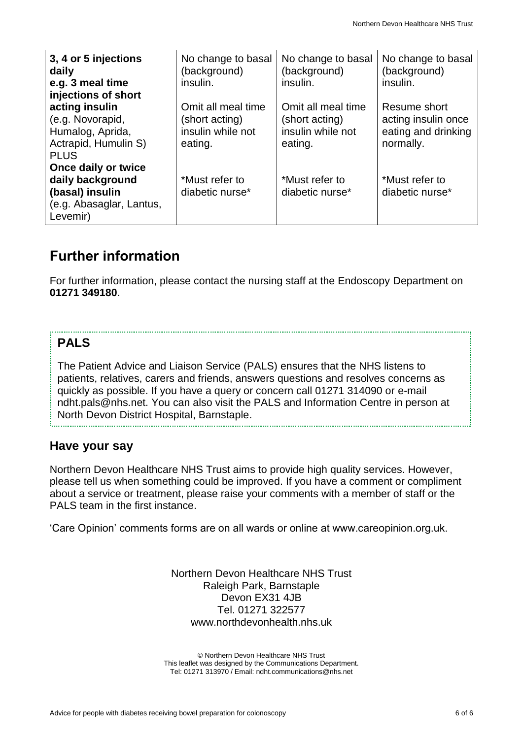| | | | |
|---|---|---|---|
| **3, 4 or 5 injections daily**<br>**e.g. 3 meal time injections of short acting insulin**<br>(e.g. Novorapid, Humalog, Aprida, Actrapid, Humulin S)<br>**PLUS**<br>**Once daily or twice daily background (basal) insulin**<br>(e.g. Abasaglar, Lantus, Levemir) | No change to basal (background) insulin.<br><br>Omit all meal time (short acting) insulin while not eating.<br><br>*Must refer to diabetic nurse* | No change to basal (background) insulin.<br><br>Omit all meal time (short acting) insulin while not eating.<br><br>*Must refer to diabetic nurse* | No change to basal (background) insulin.<br><br>Resume short acting insulin once eating and drinking normally.<br><br>*Must refer to diabetic nurse* |

## Further information

For further information, please contact the nursing staff at the Endoscopy Department on **01271 349180**.

## PALS

The Patient Advice and Liaison Service (PALS) ensures that the NHS listens to patients, relatives, carers and friends, answers questions and resolves concerns as quickly as possible. If you have a query or concern call 01271 314090 or e-mail ndht.pals@nhs.net. You can also visit the PALS and Information Centre in person at North Devon District Hospital, Barnstaple.

### Have your say

Northern Devon Healthcare NHS Trust aims to provide high quality services. However, please tell us when something could be improved. If you have a comment or compliment about a service or treatment, please raise your comments with a member of staff or the PALS team in the first instance.

'Care Opinion' comments forms are on all wards or online at www.careopinion.org.uk.

Northern Devon Healthcare NHS Trust
Raleigh Park, Barnstaple
Devon EX31 4JB
Tel. 01271 322577
www.northdevonhealth.nhs.uk

© Northern Devon Healthcare NHS Trust
This leaflet was designed by the Communications Department.
Tel: 01271 313970 / Email: ndht.communications@nhs.net